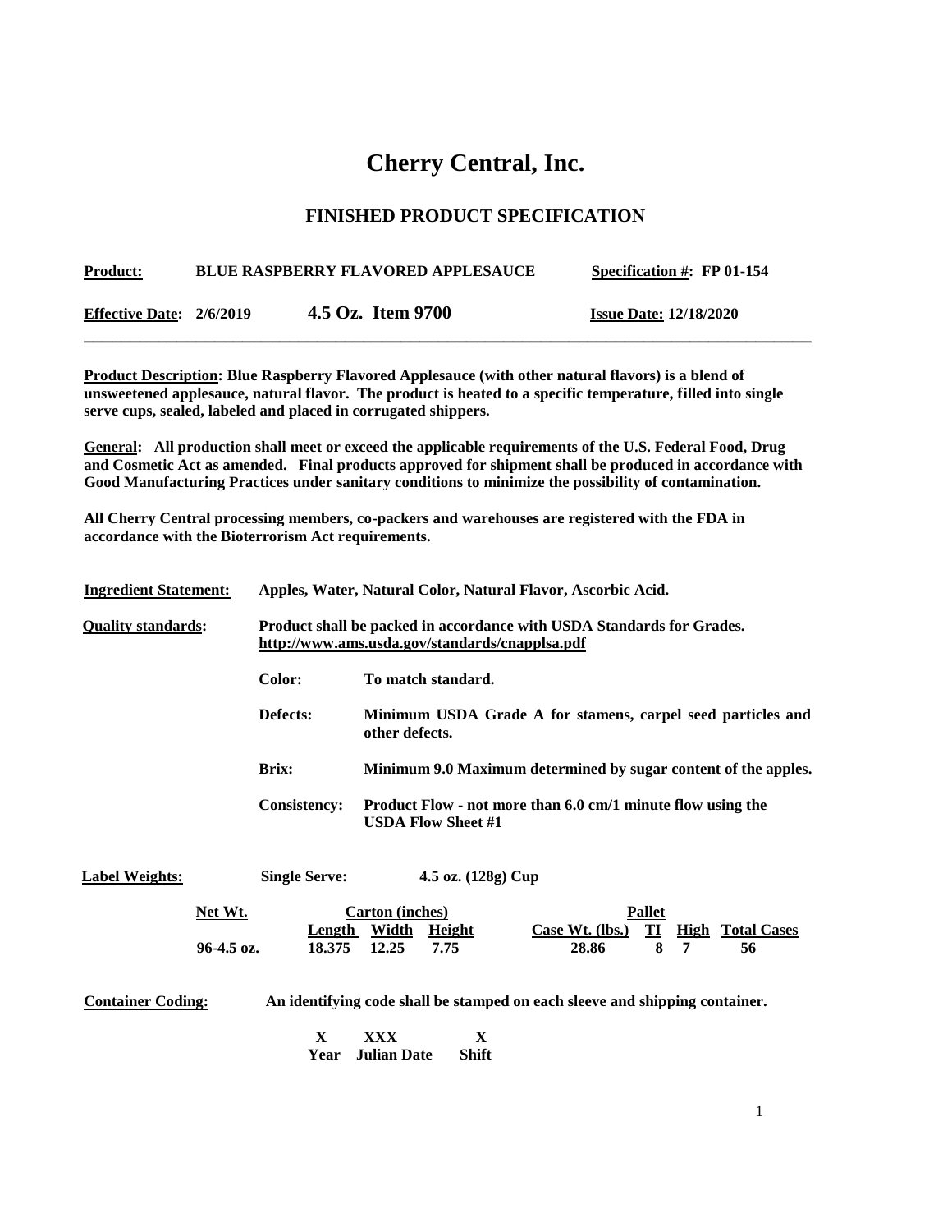# Cherry Central, Inc.

## FINISHED PRODUCT SPECIFICATION

**Product:** **BLUE RASPBERRY FLAVORED APPLESAUCE** **Specification #: FP 01-154**

**Effective Date: 2/6/2019** **4.5 Oz. Item 9700** **Issue Date: 12/18/2020**

---

**Product Description: Blue Raspberry Flavored Applesauce (with other natural flavors) is a blend of unsweetened applesauce, natural flavor. The product is heated to a specific temperature, filled into single serve cups, sealed, labeled and placed in corrugated shippers.**

**General: All production shall meet or exceed the applicable requirements of the U.S. Federal Food, Drug and Cosmetic Act as amended. Final products approved for shipment shall be produced in accordance with Good Manufacturing Practices under sanitary conditions to minimize the possibility of contamination.**

**All Cherry Central processing members, co-packers and warehouses are registered with the FDA in accordance with the Bioterrorism Act requirements.**

**Ingredient Statement:** **Apples, Water, Natural Color, Natural Flavor, Ascorbic Acid.**

**Quality standards:** **Product shall be packed in accordance with USDA Standards for Grades. http://www.ams.usda.gov/standards/cnapplsa.pdf**

- **Color:** **To match standard.**
- **Defects:** **Minimum USDA Grade A for stamens, carpel seed particles and other defects.**
- **Brix:** **Minimum 9.0 Maximum determined by sugar content of the apples.**
- **Consistency:** **Product Flow - not more than 6.0 cm/1 minute flow using the USDA Flow Sheet #1**

**Label Weights:** **Single Serve:** **4.5 oz. (128g) Cup**

| Net Wt. | Carton (inches) | | | Pallet | | | |
|---|---|---|---|---|---|---|---|
| | Length | Width | Height | Case Wt. (lbs.) | TI | High | Total Cases |
| 96-4.5 oz. | 18.375 | 12.25 | 7.75 | 28.86 | 8 | 7 | 56 |

**Container Coding:** **An identifying code shall be stamped on each sleeve and shipping container.**

| X | XXX | X |
|---|---|---|
| Year | Julian Date | Shift |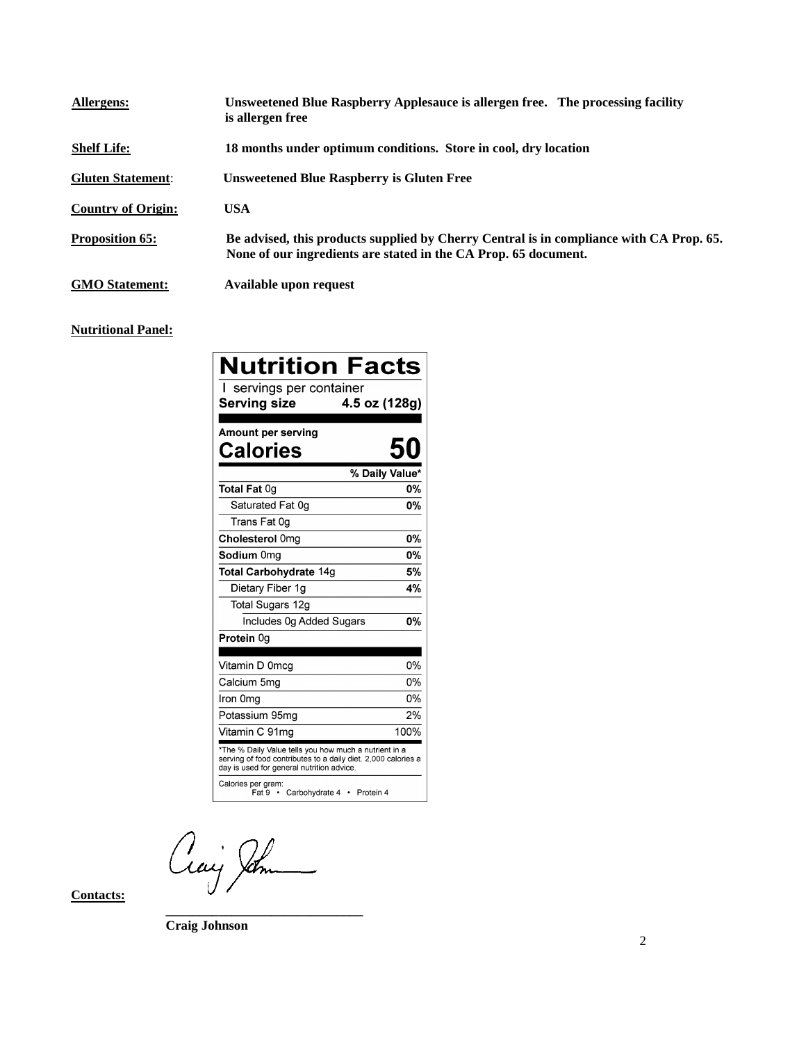**Allergens:** **Unsweetened Blue Raspberry Applesauce is allergen free. The processing facility is allergen free**

**Shelf Life:** **18 months under optimum conditions. Store in cool, dry location**

**Gluten Statement**: **Unsweetened Blue Raspberry is Gluten Free**

**Country of Origin:** **USA**

**Proposition 65:** **Be advised, this products supplied by Cherry Central is in compliance with CA Prop. 65. None of our ingredients are stated in the CA Prop. 65 document.**

**GMO Statement:** **Available upon request**

**Nutritional Panel:**

## Nutrition Facts

1 servings per container

**Serving size** **4.5 oz (128g)**

**Amount per serving**

| **Calories** | **50** |
|---|---|
| | **% Daily Value*** |
| **Total Fat** 0g | **0%** |
| Saturated Fat 0g | **0%** |
| Trans Fat 0g | |
| **Cholesterol** 0mg | **0%** |
| **Sodium** 0mg | **0%** |
| **Total Carbohydrate** 14g | **5%** |
| Dietary Fiber 1g | **4%** |
| Total Sugars 12g | |
| Includes 0g Added Sugars | **0%** |
| **Protein** 0g | |
| Vitamin D 0mcg | 0% |
| Calcium 5mg | 0% |
| Iron 0mg | 0% |
| Potassium 95mg | 2% |
| Vitamin C 91mg | 100% |

*The % Daily Value tells you how much a nutrient in a serving of food contributes to a daily diet. 2,000 calories a day is used for general nutrition advice.

Calories per gram:
Fat 9 • Carbohydrate 4 • Protein 4

**Contacts:**

______________________________

**Craig Johnson**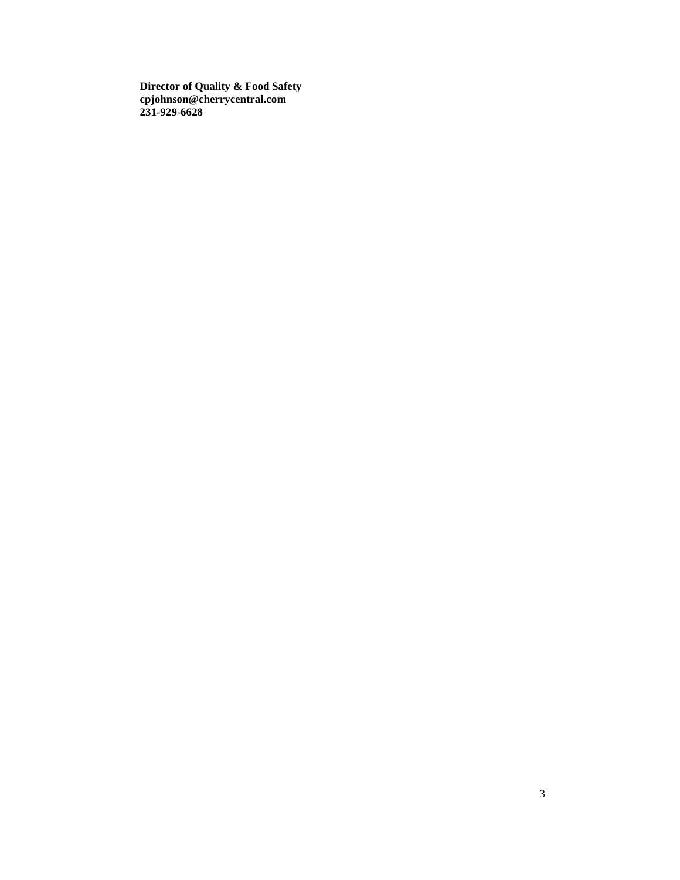**Director of Quality & Food Safety**
**cpjohnson@cherrycentral.com**
**231-929-6628**